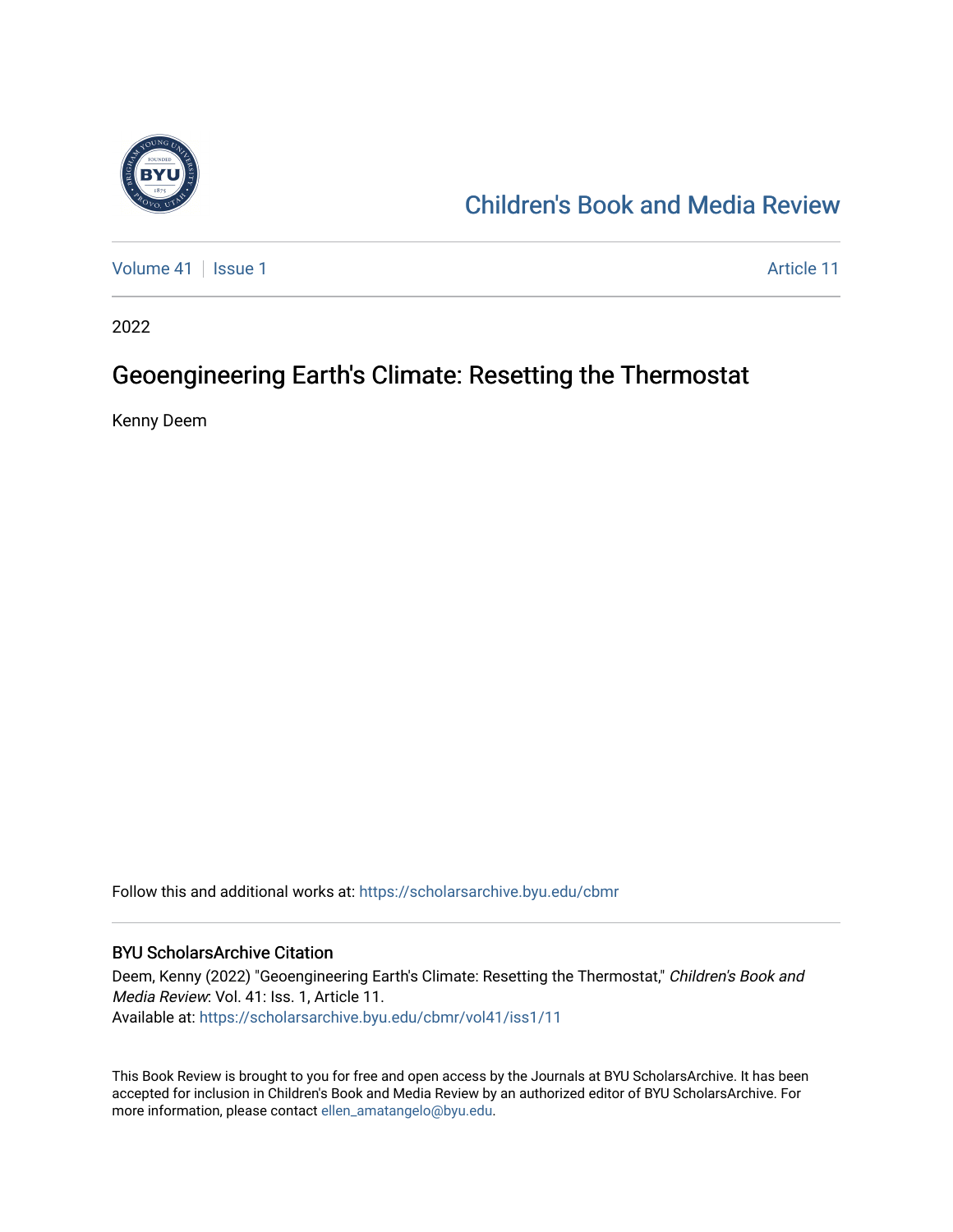# Children's Book and Media Review

Volume 41 | Issue 1 | Article 11

2022

## Geoengineering Earth's Climate: Resetting the Thermostat

Kenny Deem

Follow this and additional works at: https://scholarsarchive.byu.edu/cbmr

### BYU ScholarsArchive Citation

Deem, Kenny (2022) "Geoengineering Earth's Climate: Resetting the Thermostat," *Children's Book and Media Review*: Vol. 41: Iss. 1, Article 11.
Available at: https://scholarsarchive.byu.edu/cbmr/vol41/iss1/11

This Book Review is brought to you for free and open access by the Journals at BYU ScholarsArchive. It has been accepted for inclusion in Children's Book and Media Review by an authorized editor of BYU ScholarsArchive. For more information, please contact ellen_amatangelo@byu.edu.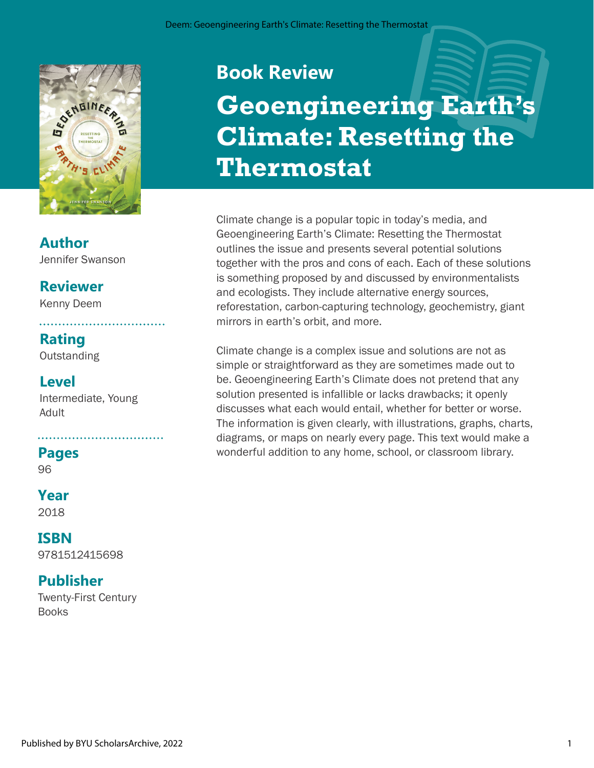## Book Review

# Geoengineering Earth's Climate: Resetting the Thermostat

**Author**
Jennifer Swanson

**Reviewer**
Kenny Deem

**Rating**
Outstanding

**Level**
Intermediate, Young Adult

**Pages**
96

**Year**
2018

**ISBN**
9781512415698

**Publisher**
Twenty-First Century Books

Climate change is a popular topic in today's media, and Geoengineering Earth's Climate: Resetting the Thermostat outlines the issue and presents several potential solutions together with the pros and cons of each. Each of these solutions is something proposed by and discussed by environmentalists and ecologists. They include alternative energy sources, reforestation, carbon-capturing technology, geochemistry, giant mirrors in earth's orbit, and more.

Climate change is a complex issue and solutions are not as simple or straightforward as they are sometimes made out to be. Geoengineering Earth's Climate does not pretend that any solution presented is infallible or lacks drawbacks; it openly discusses what each would entail, whether for better or worse. The information is given clearly, with illustrations, graphs, charts, diagrams, or maps on nearly every page. This text would make a wonderful addition to any home, school, or classroom library.